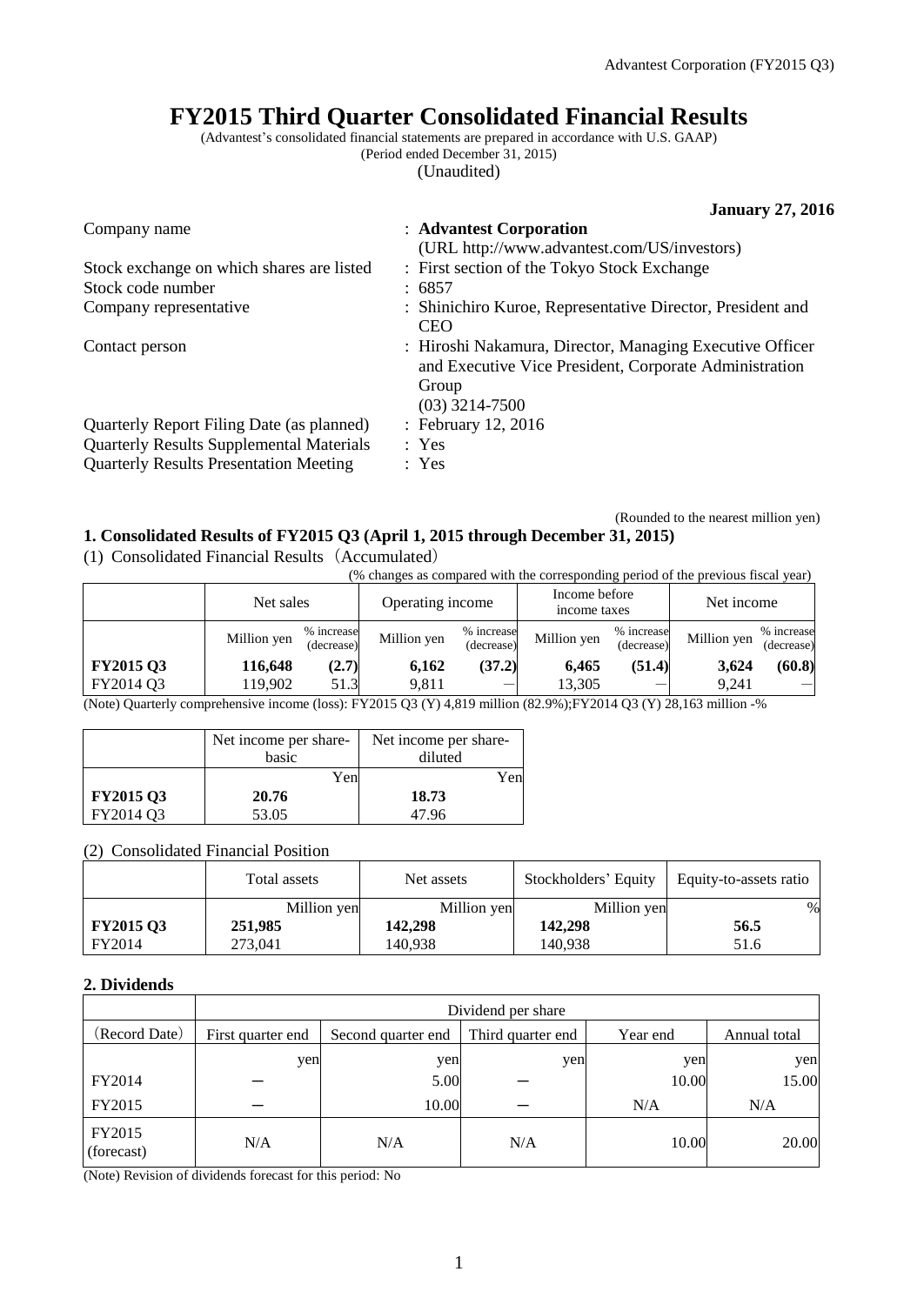# FY2015 Third Quarter Consolidated Financial Results

(Advantest's consolidated financial statements are prepared in accordance with U.S. GAAP)
(Period ended December 31, 2015)
(Unaudited)

**January 27, 2016**

| | |
|---|---|
| Company name | : **Advantest Corporation** (URL http://www.advantest.com/US/investors) |
| Stock exchange on which shares are listed | : First section of the Tokyo Stock Exchange |
| Stock code number | : 6857 |
| Company representative | : Shinichiro Kuroe, Representative Director, President and CEO |
| Contact person | : Hiroshi Nakamura, Director, Managing Executive Officer and Executive Vice President, Corporate Administration Group (03) 3214-7500 |
| Quarterly Report Filing Date (as planned) | : February 12, 2016 |
| Quarterly Results Supplemental Materials | : Yes |
| Quarterly Results Presentation Meeting | : Yes |

(Rounded to the nearest million yen)

### 1. Consolidated Results of FY2015 Q3 (April 1, 2015 through December 31, 2015)

(1) Consolidated Financial Results（Accumulated）

(% changes as compared with the corresponding period of the previous fiscal year)

| | Net sales | | Operating income | | Income before income taxes | | Net income | |
|---|---|---|---|---|---|---|---|---|
| | Million yen | % increase (decrease) | Million yen | % increase (decrease) | Million yen | % increase (decrease) | Million yen | % increase (decrease) |
| **FY2015 Q3** | **116,648** | **(2.7)** | **6,162** | **(37.2)** | **6,465** | **(51.4)** | **3,624** | **(60.8)** |
| FY2014 Q3 | 119,902 | 51.3 | 9,811 | — | 13,305 | — | 9,241 | — |

(Note) Quarterly comprehensive income (loss): FY2015 Q3 (Y) 4,819 million (82.9%);FY2014 Q3 (Y) 28,163 million -%

| | Net income per share-basic | Net income per share-diluted |
|---|---|---|
| | Yen | Yen |
| **FY2015 Q3** | **20.76** | **18.73** |
| FY2014 Q3 | 53.05 | 47.96 |

(2) Consolidated Financial Position

| | Total assets | Net assets | Stockholders' Equity | Equity-to-assets ratio |
|---|---|---|---|---|
| | Million yen | Million yen | Million yen | % |
| **FY2015 Q3** | **251,985** | **142,298** | **142,298** | **56.5** |
| FY2014 | 273,041 | 140,938 | 140,938 | 51.6 |

### 2. Dividends

| | Dividend per share | | | | |
|---|---|---|---|---|---|
| (Record Date) | First quarter end | Second quarter end | Third quarter end | Year end | Annual total |
| | yen | yen | yen | yen | yen |
| FY2014 | — | 5.00 | — | 10.00 | 15.00 |
| FY2015 | — | 10.00 | — | N/A | N/A |
| FY2015 (forecast) | N/A | N/A | N/A | 10.00 | 20.00 |

(Note) Revision of dividends forecast for this period: No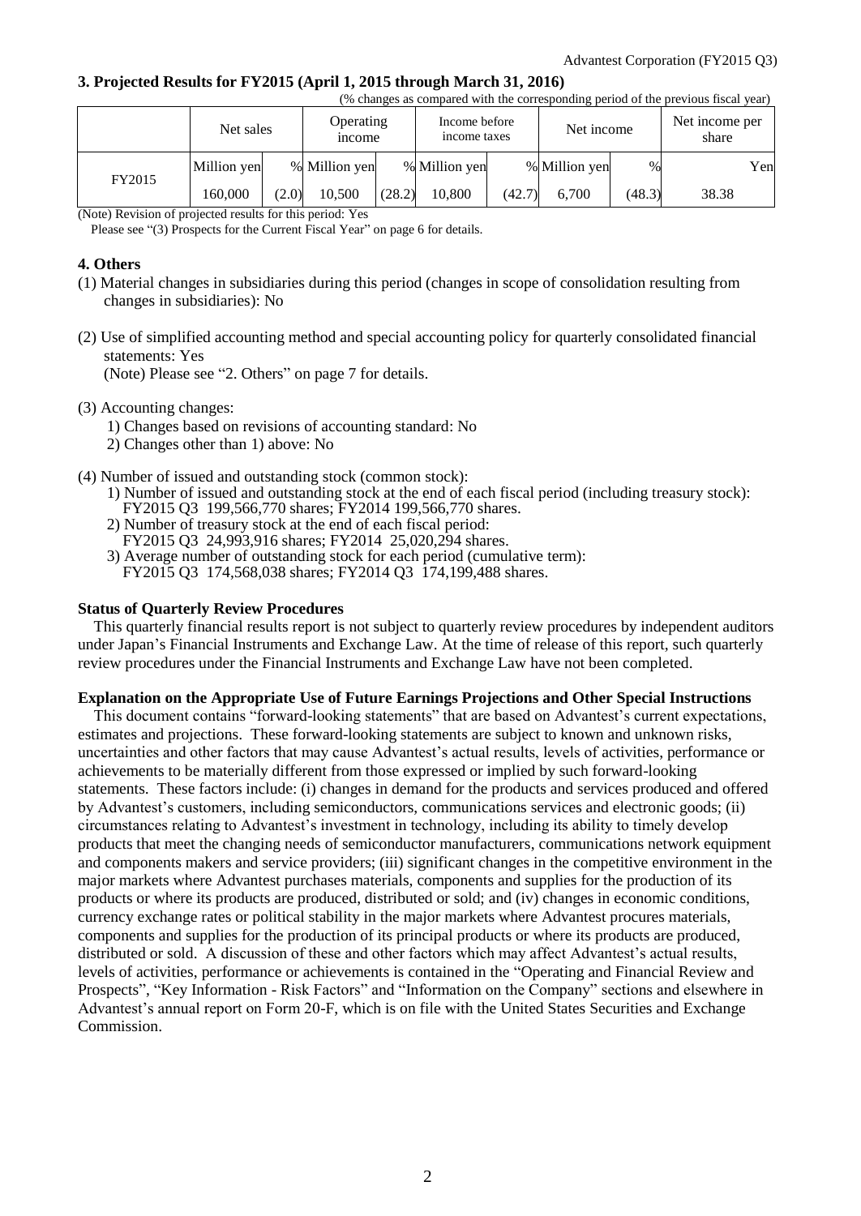## 3. Projected Results for FY2015 (April 1, 2015 through March 31, 2016)

(% changes as compared with the corresponding period of the previous fiscal year)

| | Net sales | | Operating income | | Income before income taxes | | Net income | | Net income per share |
|---|---|---|---|---|---|---|---|---|---|
| | Million yen | % | Million yen | % | Million yen | % | Million yen | % | Yen |
| FY2015 | 160,000 | (2.0) | 10,500 | (28.2) | 10,800 | (42.7) | 6,700 | (48.3) | 38.38 |

(Note) Revision of projected results for this period: Yes
Please see "(3) Prospects for the Current Fiscal Year" on page 6 for details.

## 4. Others

(1) Material changes in subsidiaries during this period (changes in scope of consolidation resulting from changes in subsidiaries): No

(2) Use of simplified accounting method and special accounting policy for quarterly consolidated financial statements: Yes
(Note) Please see "2. Others" on page 7 for details.

(3) Accounting changes:
1) Changes based on revisions of accounting standard: No
2) Changes other than 1) above: No

(4) Number of issued and outstanding stock (common stock):
1) Number of issued and outstanding stock at the end of each fiscal period (including treasury stock):
FY2015 Q3 199,566,770 shares; FY2014 199,566,770 shares.
2) Number of treasury stock at the end of each fiscal period:
FY2015 Q3 24,993,916 shares; FY2014 25,020,294 shares.
3) Average number of outstanding stock for each period (cumulative term):
FY2015 Q3 174,568,038 shares; FY2014 Q3 174,199,488 shares.

**Status of Quarterly Review Procedures**

This quarterly financial results report is not subject to quarterly review procedures by independent auditors under Japan's Financial Instruments and Exchange Law. At the time of release of this report, such quarterly review procedures under the Financial Instruments and Exchange Law have not been completed.

**Explanation on the Appropriate Use of Future Earnings Projections and Other Special Instructions**

This document contains "forward-looking statements" that are based on Advantest's current expectations, estimates and projections. These forward-looking statements are subject to known and unknown risks, uncertainties and other factors that may cause Advantest's actual results, levels of activities, performance or achievements to be materially different from those expressed or implied by such forward-looking statements. These factors include: (i) changes in demand for the products and services produced and offered by Advantest's customers, including semiconductors, communications services and electronic goods; (ii) circumstances relating to Advantest's investment in technology, including its ability to timely develop products that meet the changing needs of semiconductor manufacturers, communications network equipment and components makers and service providers; (iii) significant changes in the competitive environment in the major markets where Advantest purchases materials, components and supplies for the production of its products or where its products are produced, distributed or sold; and (iv) changes in economic conditions, currency exchange rates or political stability in the major markets where Advantest procures materials, components and supplies for the production of its principal products or where its products are produced, distributed or sold. A discussion of these and other factors which may affect Advantest's actual results, levels of activities, performance or achievements is contained in the "Operating and Financial Review and Prospects", "Key Information - Risk Factors" and "Information on the Company" sections and elsewhere in Advantest's annual report on Form 20-F, which is on file with the United States Securities and Exchange Commission.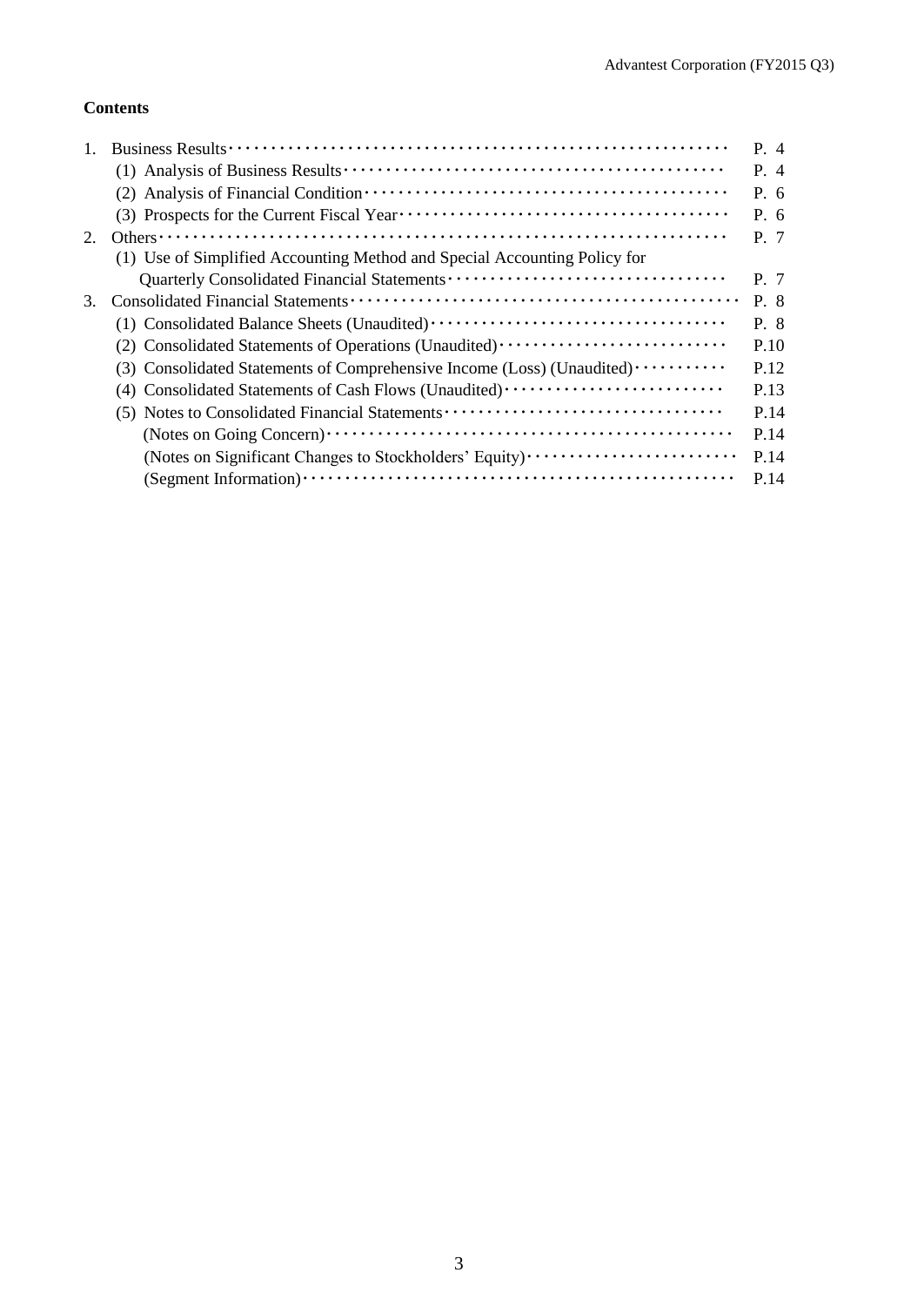**Contents**

1. Business Results ･･･ P. 4
   - (1) Analysis of Business Results ･･･ P. 4
   - (2) Analysis of Financial Condition ･･･ P. 6
   - (3) Prospects for the Current Fiscal Year ･･･ P. 6
2. Others ･･･ P. 7
   - (1) Use of Simplified Accounting Method and Special Accounting Policy for Quarterly Consolidated Financial Statements ･･･ P. 7
3. Consolidated Financial Statements ･･･ P. 8
   - (1) Consolidated Balance Sheets (Unaudited) ･･･ P. 8
   - (2) Consolidated Statements of Operations (Unaudited) ･･･ P.10
   - (3) Consolidated Statements of Comprehensive Income (Loss) (Unaudited) ･･･ P.12
   - (4) Consolidated Statements of Cash Flows (Unaudited) ･･･ P.13
   - (5) Notes to Consolidated Financial Statements ･･･ P.14
     - (Notes on Going Concern) ･･･ P.14
     - (Notes on Significant Changes to Stockholders' Equity) ･･･ P.14
     - (Segment Information) ･･･ P.14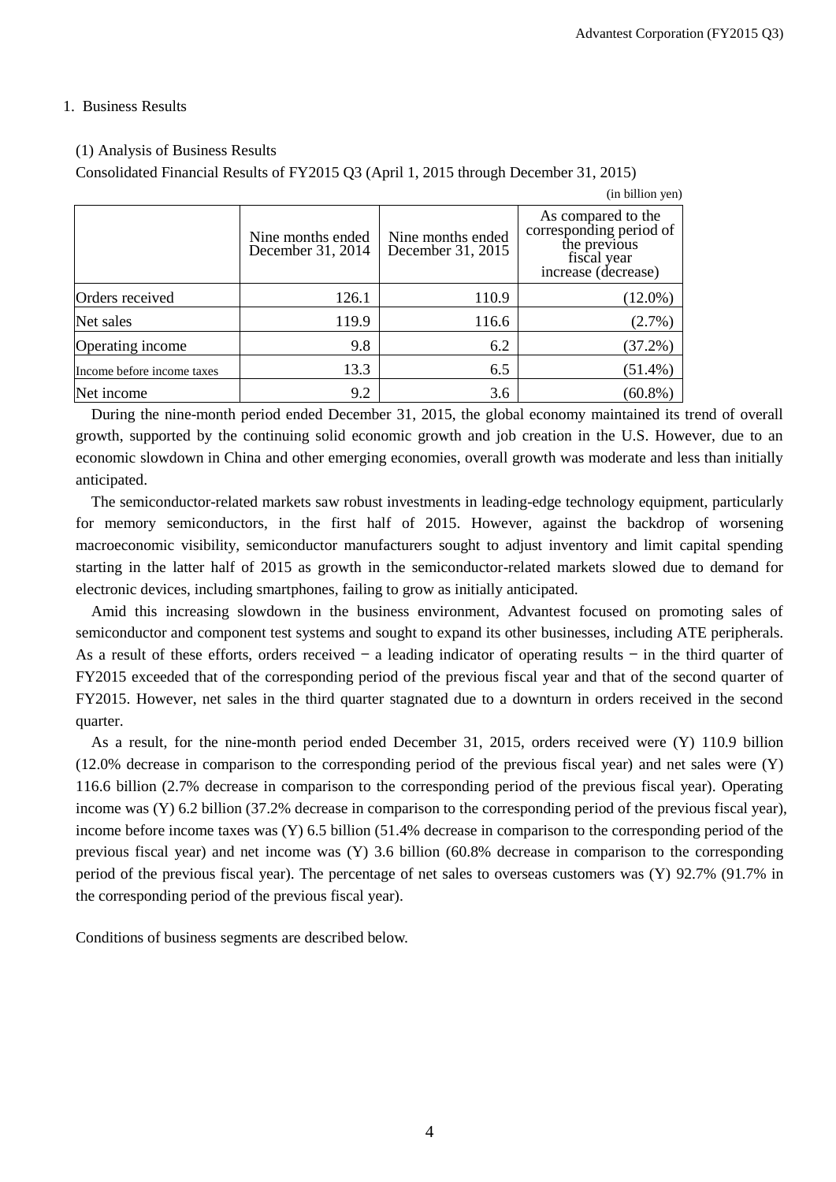## 1. Business Results

### (1) Analysis of Business Results

Consolidated Financial Results of FY2015 Q3 (April 1, 2015 through December 31, 2015)

(in billion yen)

| | Nine months ended December 31, 2014 | Nine months ended December 31, 2015 | As compared to the corresponding period of the previous fiscal year increase (decrease) |
|---|---|---|---|
| Orders received | 126.1 | 110.9 | (12.0%) |
| Net sales | 119.9 | 116.6 | (2.7%) |
| Operating income | 9.8 | 6.2 | (37.2%) |
| Income before income taxes | 13.3 | 6.5 | (51.4%) |
| Net income | 9.2 | 3.6 | (60.8%) |

During the nine-month period ended December 31, 2015, the global economy maintained its trend of overall growth, supported by the continuing solid economic growth and job creation in the U.S. However, due to an economic slowdown in China and other emerging economies, overall growth was moderate and less than initially anticipated.

The semiconductor-related markets saw robust investments in leading-edge technology equipment, particularly for memory semiconductors, in the first half of 2015. However, against the backdrop of worsening macroeconomic visibility, semiconductor manufacturers sought to adjust inventory and limit capital spending starting in the latter half of 2015 as growth in the semiconductor-related markets slowed due to demand for electronic devices, including smartphones, failing to grow as initially anticipated.

Amid this increasing slowdown in the business environment, Advantest focused on promoting sales of semiconductor and component test systems and sought to expand its other businesses, including ATE peripherals. As a result of these efforts, orders received − a leading indicator of operating results − in the third quarter of FY2015 exceeded that of the corresponding period of the previous fiscal year and that of the second quarter of FY2015. However, net sales in the third quarter stagnated due to a downturn in orders received in the second quarter.

As a result, for the nine-month period ended December 31, 2015, orders received were (Y) 110.9 billion (12.0% decrease in comparison to the corresponding period of the previous fiscal year) and net sales were (Y) 116.6 billion (2.7% decrease in comparison to the corresponding period of the previous fiscal year). Operating income was (Y) 6.2 billion (37.2% decrease in comparison to the corresponding period of the previous fiscal year), income before income taxes was (Y) 6.5 billion (51.4% decrease in comparison to the corresponding period of the previous fiscal year) and net income was (Y) 3.6 billion (60.8% decrease in comparison to the corresponding period of the previous fiscal year). The percentage of net sales to overseas customers was (Y) 92.7% (91.7% in the corresponding period of the previous fiscal year).

Conditions of business segments are described below.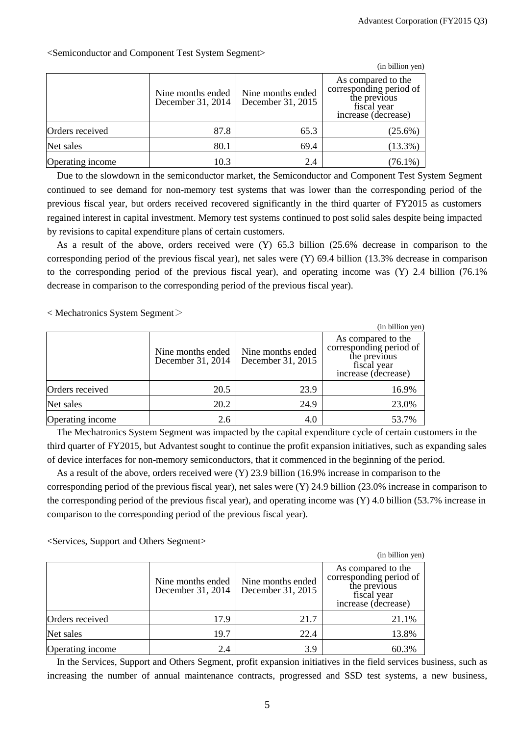<Semiconductor and Component Test System Segment>

(in billion yen)

| | Nine months ended December 31, 2014 | Nine months ended December 31, 2015 | As compared to the corresponding period of the previous fiscal year increase (decrease) |
|---|---|---|---|
| Orders received | 87.8 | 65.3 | (25.6%) |
| Net sales | 80.1 | 69.4 | (13.3%) |
| Operating income | 10.3 | 2.4 | (76.1%) |

Due to the slowdown in the semiconductor market, the Semiconductor and Component Test System Segment continued to see demand for non-memory test systems that was lower than the corresponding period of the previous fiscal year, but orders received recovered significantly in the third quarter of FY2015 as customers regained interest in capital investment. Memory test systems continued to post solid sales despite being impacted by revisions to capital expenditure plans of certain customers.

As a result of the above, orders received were (Y) 65.3 billion (25.6% decrease in comparison to the corresponding period of the previous fiscal year), net sales were (Y) 69.4 billion (13.3% decrease in comparison to the corresponding period of the previous fiscal year), and operating income was (Y) 2.4 billion (76.1% decrease in comparison to the corresponding period of the previous fiscal year).

< Mechatronics System Segment＞

(in billion yen)

| | Nine months ended December 31, 2014 | Nine months ended December 31, 2015 | As compared to the corresponding period of the previous fiscal year increase (decrease) |
|---|---|---|---|
| Orders received | 20.5 | 23.9 | 16.9% |
| Net sales | 20.2 | 24.9 | 23.0% |
| Operating income | 2.6 | 4.0 | 53.7% |

The Mechatronics System Segment was impacted by the capital expenditure cycle of certain customers in the third quarter of FY2015, but Advantest sought to continue the profit expansion initiatives, such as expanding sales of device interfaces for non-memory semiconductors, that it commenced in the beginning of the period.

As a result of the above, orders received were (Y) 23.9 billion (16.9% increase in comparison to the corresponding period of the previous fiscal year), net sales were (Y) 24.9 billion (23.0% increase in comparison to the corresponding period of the previous fiscal year), and operating income was (Y) 4.0 billion (53.7% increase in comparison to the corresponding period of the previous fiscal year).

<Services, Support and Others Segment>

(in billion yen)

| | Nine months ended December 31, 2014 | Nine months ended December 31, 2015 | As compared to the corresponding period of the previous fiscal year increase (decrease) |
|---|---|---|---|
| Orders received | 17.9 | 21.7 | 21.1% |
| Net sales | 19.7 | 22.4 | 13.8% |
| Operating income | 2.4 | 3.9 | 60.3% |

In the Services, Support and Others Segment, profit expansion initiatives in the field services business, such as increasing the number of annual maintenance contracts, progressed and SSD test systems, a new business,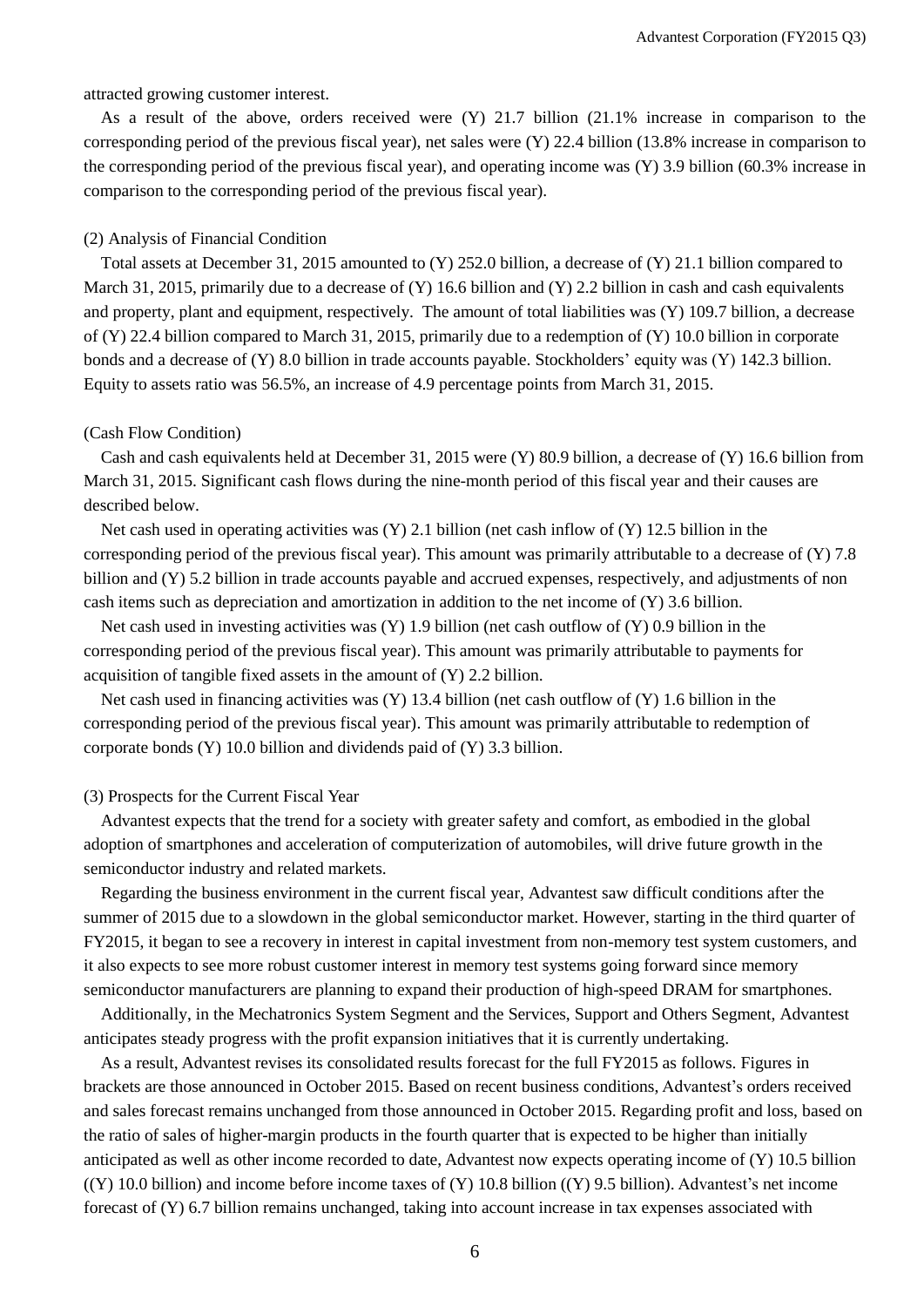attracted growing customer interest.

As a result of the above, orders received were (Y) 21.7 billion (21.1% increase in comparison to the corresponding period of the previous fiscal year), net sales were (Y) 22.4 billion (13.8% increase in comparison to the corresponding period of the previous fiscal year), and operating income was (Y) 3.9 billion (60.3% increase in comparison to the corresponding period of the previous fiscal year).

(2) Analysis of Financial Condition

Total assets at December 31, 2015 amounted to (Y) 252.0 billion, a decrease of (Y) 21.1 billion compared to March 31, 2015, primarily due to a decrease of (Y) 16.6 billion and (Y) 2.2 billion in cash and cash equivalents and property, plant and equipment, respectively. The amount of total liabilities was (Y) 109.7 billion, a decrease of (Y) 22.4 billion compared to March 31, 2015, primarily due to a redemption of (Y) 10.0 billion in corporate bonds and a decrease of (Y) 8.0 billion in trade accounts payable. Stockholders' equity was (Y) 142.3 billion. Equity to assets ratio was 56.5%, an increase of 4.9 percentage points from March 31, 2015.

(Cash Flow Condition)

Cash and cash equivalents held at December 31, 2015 were (Y) 80.9 billion, a decrease of (Y) 16.6 billion from March 31, 2015. Significant cash flows during the nine-month period of this fiscal year and their causes are described below.

Net cash used in operating activities was (Y) 2.1 billion (net cash inflow of (Y) 12.5 billion in the corresponding period of the previous fiscal year). This amount was primarily attributable to a decrease of (Y) 7.8 billion and (Y) 5.2 billion in trade accounts payable and accrued expenses, respectively, and adjustments of non cash items such as depreciation and amortization in addition to the net income of (Y) 3.6 billion.

Net cash used in investing activities was (Y) 1.9 billion (net cash outflow of (Y) 0.9 billion in the corresponding period of the previous fiscal year). This amount was primarily attributable to payments for acquisition of tangible fixed assets in the amount of (Y) 2.2 billion.

Net cash used in financing activities was (Y) 13.4 billion (net cash outflow of (Y) 1.6 billion in the corresponding period of the previous fiscal year). This amount was primarily attributable to redemption of corporate bonds (Y) 10.0 billion and dividends paid of (Y) 3.3 billion.

(3) Prospects for the Current Fiscal Year

Advantest expects that the trend for a society with greater safety and comfort, as embodied in the global adoption of smartphones and acceleration of computerization of automobiles, will drive future growth in the semiconductor industry and related markets.

Regarding the business environment in the current fiscal year, Advantest saw difficult conditions after the summer of 2015 due to a slowdown in the global semiconductor market. However, starting in the third quarter of FY2015, it began to see a recovery in interest in capital investment from non-memory test system customers, and it also expects to see more robust customer interest in memory test systems going forward since memory semiconductor manufacturers are planning to expand their production of high-speed DRAM for smartphones.

Additionally, in the Mechatronics System Segment and the Services, Support and Others Segment, Advantest anticipates steady progress with the profit expansion initiatives that it is currently undertaking.

As a result, Advantest revises its consolidated results forecast for the full FY2015 as follows. Figures in brackets are those announced in October 2015. Based on recent business conditions, Advantest's orders received and sales forecast remains unchanged from those announced in October 2015. Regarding profit and loss, based on the ratio of sales of higher-margin products in the fourth quarter that is expected to be higher than initially anticipated as well as other income recorded to date, Advantest now expects operating income of (Y) 10.5 billion ((Y) 10.0 billion) and income before income taxes of (Y) 10.8 billion ((Y) 9.5 billion). Advantest's net income forecast of (Y) 6.7 billion remains unchanged, taking into account increase in tax expenses associated with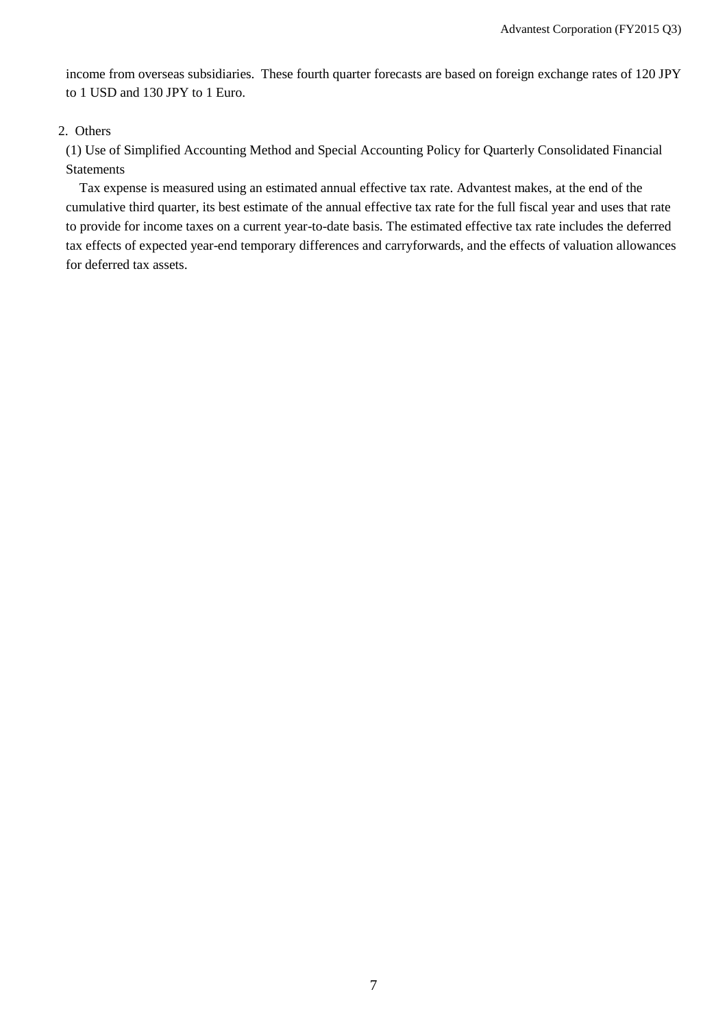income from overseas subsidiaries. These fourth quarter forecasts are based on foreign exchange rates of 120 JPY to 1 USD and 130 JPY to 1 Euro.

2. Others

(1) Use of Simplified Accounting Method and Special Accounting Policy for Quarterly Consolidated Financial Statements

Tax expense is measured using an estimated annual effective tax rate. Advantest makes, at the end of the cumulative third quarter, its best estimate of the annual effective tax rate for the full fiscal year and uses that rate to provide for income taxes on a current year-to-date basis. The estimated effective tax rate includes the deferred tax effects of expected year-end temporary differences and carryforwards, and the effects of valuation allowances for deferred tax assets.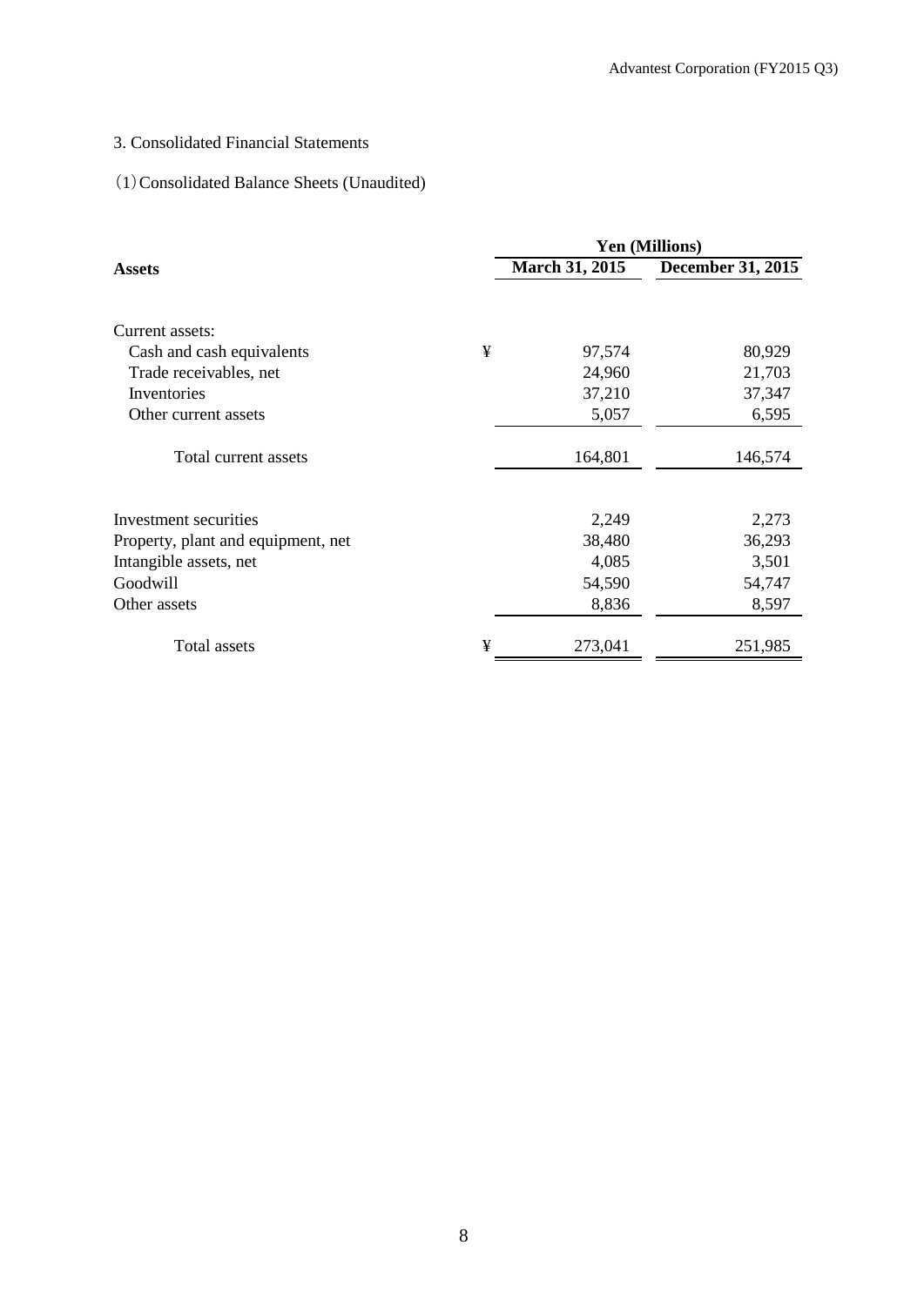## 3. Consolidated Financial Statements

### (1) Consolidated Balance Sheets (Unaudited)

| | | Yen (Millions) | |
|---|---|---|---|
| **Assets** | | **March 31, 2015** | **December 31, 2015** |
| Current assets: | | | |
| Cash and cash equivalents | ¥ | 97,574 | 80,929 |
| Trade receivables, net | | 24,960 | 21,703 |
| Inventories | | 37,210 | 37,347 |
| Other current assets | | 5,057 | 6,595 |
| Total current assets | | 164,801 | 146,574 |
| Investment securities | | 2,249 | 2,273 |
| Property, plant and equipment, net | | 38,480 | 36,293 |
| Intangible assets, net | | 4,085 | 3,501 |
| Goodwill | | 54,590 | 54,747 |
| Other assets | | 8,836 | 8,597 |
| Total assets | ¥ | 273,041 | 251,985 |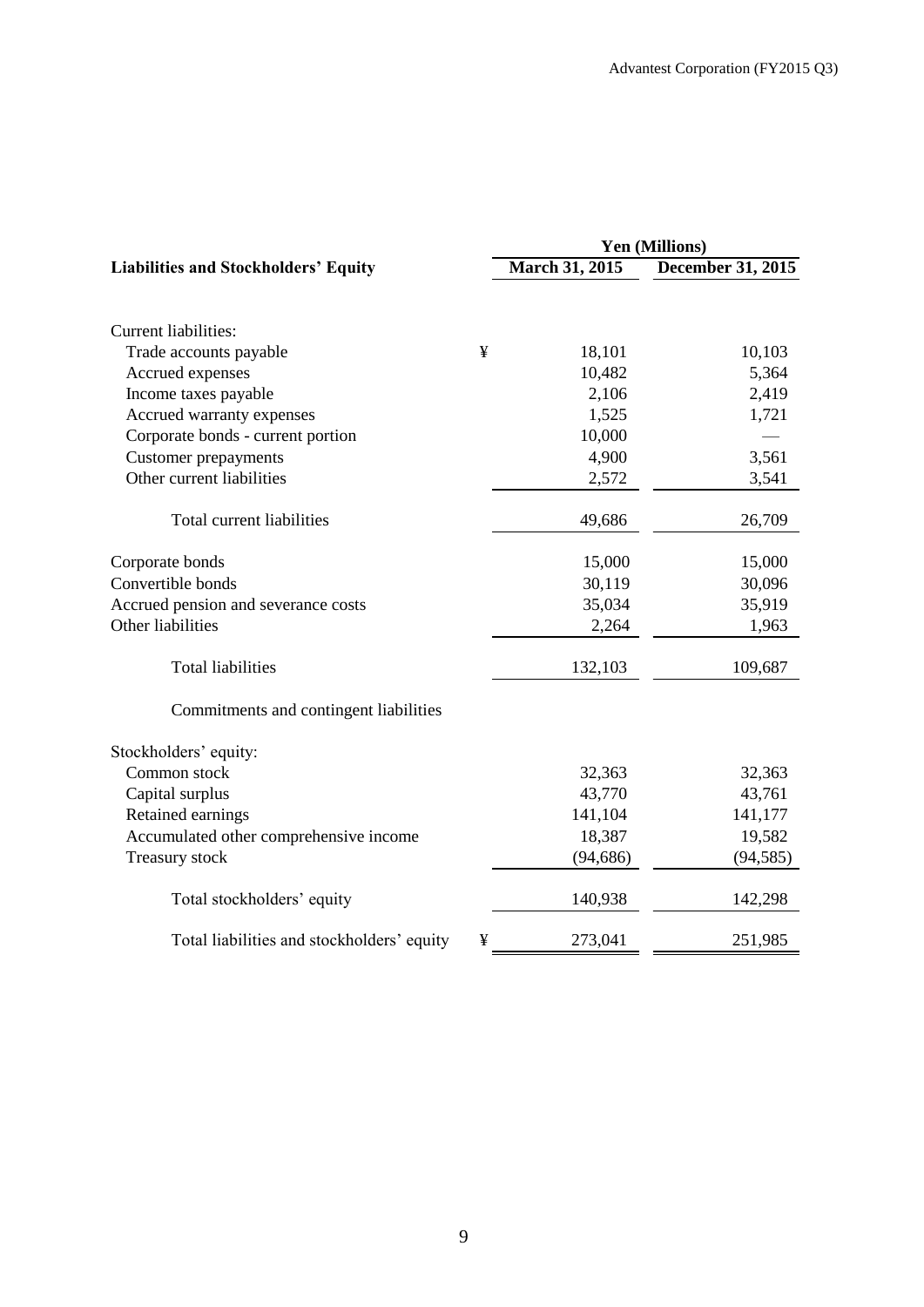| Liabilities and Stockholders' Equity | | Yen (Millions) | |
|---|---|---|---|
| | | March 31, 2015 | December 31, 2015 |
| Current liabilities: | | | |
| Trade accounts payable | ¥ | 18,101 | 10,103 |
| Accrued expenses | | 10,482 | 5,364 |
| Income taxes payable | | 2,106 | 2,419 |
| Accrued warranty expenses | | 1,525 | 1,721 |
| Corporate bonds - current portion | | 10,000 | — |
| Customer prepayments | | 4,900 | 3,561 |
| Other current liabilities | | 2,572 | 3,541 |
| Total current liabilities | | 49,686 | 26,709 |
| Corporate bonds | | 15,000 | 15,000 |
| Convertible bonds | | 30,119 | 30,096 |
| Accrued pension and severance costs | | 35,034 | 35,919 |
| Other liabilities | | 2,264 | 1,963 |
| Total liabilities | | 132,103 | 109,687 |
| Commitments and contingent liabilities | | | |
| Stockholders' equity: | | | |
| Common stock | | 32,363 | 32,363 |
| Capital surplus | | 43,770 | 43,761 |
| Retained earnings | | 141,104 | 141,177 |
| Accumulated other comprehensive income | | 18,387 | 19,582 |
| Treasury stock | | (94,686) | (94,585) |
| Total stockholders' equity | | 140,938 | 142,298 |
| Total liabilities and stockholders' equity | ¥ | 273,041 | 251,985 |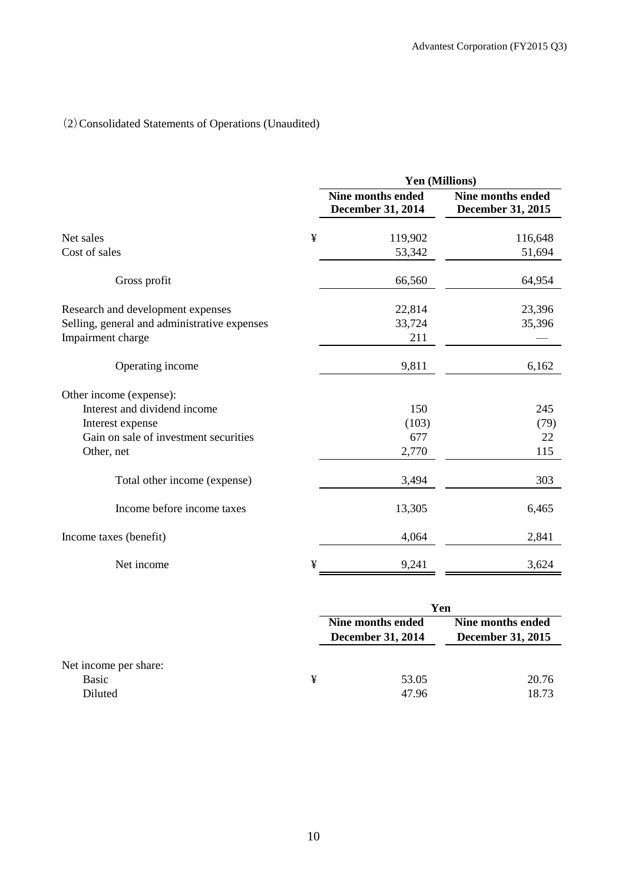(2) Consolidated Statements of Operations (Unaudited)

| | | Yen (Millions) | |
|---|---|---|---|
| | | Nine months ended December 31, 2014 | Nine months ended December 31, 2015 |
| Net sales | ¥ | 119,902 | 116,648 |
| Cost of sales | | 53,342 | 51,694 |
| Gross profit | | 66,560 | 64,954 |
| Research and development expenses | | 22,814 | 23,396 |
| Selling, general and administrative expenses | | 33,724 | 35,396 |
| Impairment charge | | 211 | — |
| Operating income | | 9,811 | 6,162 |
| Other income (expense): | | | |
| Interest and dividend income | | 150 | 245 |
| Interest expense | | (103) | (79) |
| Gain on sale of investment securities | | 677 | 22 |
| Other, net | | 2,770 | 115 |
| Total other income (expense) | | 3,494 | 303 |
| Income before income taxes | | 13,305 | 6,465 |
| Income taxes (benefit) | | 4,064 | 2,841 |
| Net income | ¥ | 9,241 | 3,624 |

| | | Yen | |
|---|---|---|---|
| | | Nine months ended December 31, 2014 | Nine months ended December 31, 2015 |
| Net income per share: | | | |
| Basic | ¥ | 53.05 | 20.76 |
| Diluted | | 47.96 | 18.73 |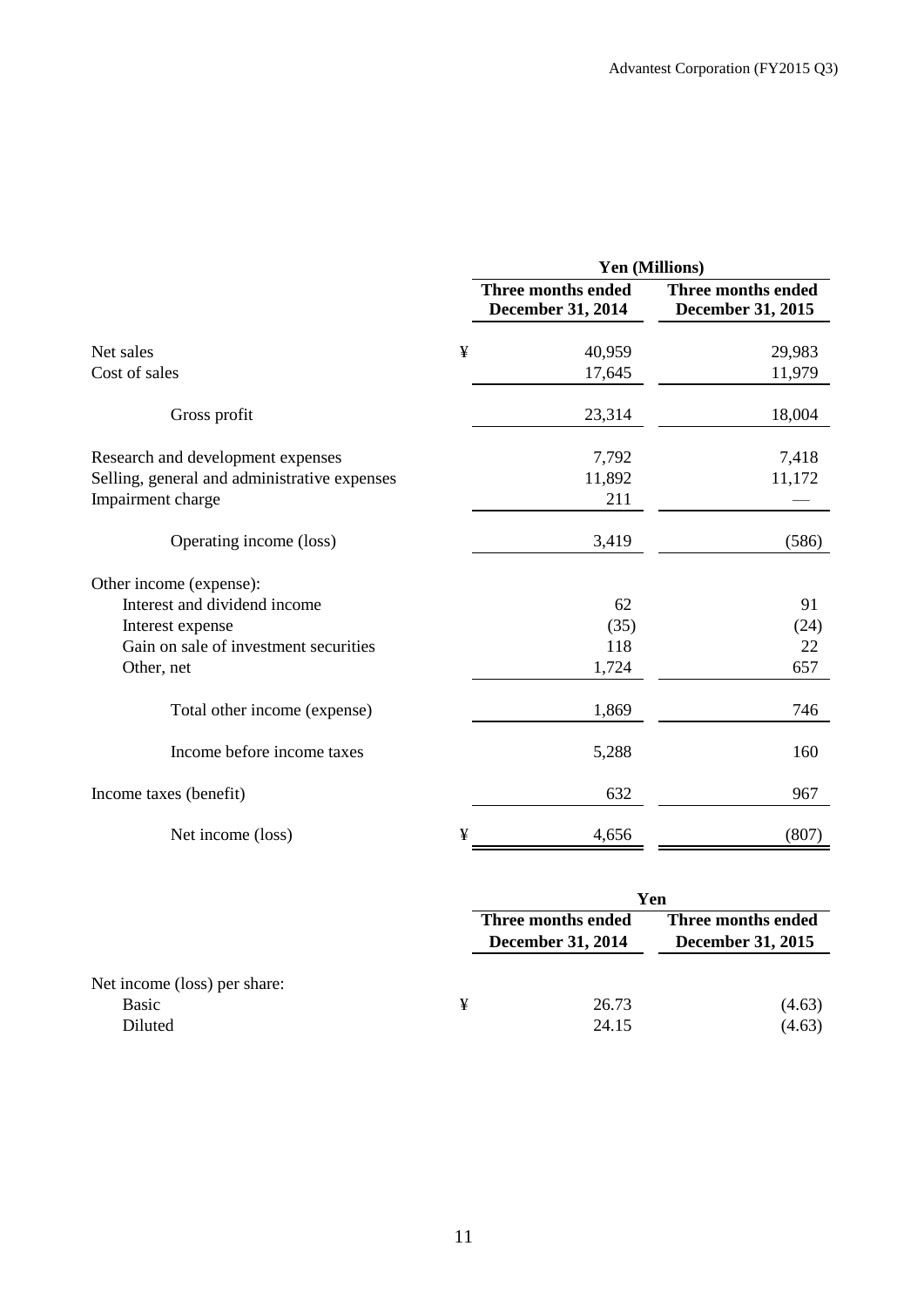| | Yen (Millions) | |
|---|---|---|
| | Three months ended December 31, 2014 | Three months ended December 31, 2015 |
| Net sales | ¥ 40,959 | 29,983 |
| Cost of sales | 17,645 | 11,979 |
| Gross profit | 23,314 | 18,004 |
| Research and development expenses | 7,792 | 7,418 |
| Selling, general and administrative expenses | 11,892 | 11,172 |
| Impairment charge | 211 | — |
| Operating income (loss) | 3,419 | (586) |
| Other income (expense): | | |
| Interest and dividend income | 62 | 91 |
| Interest expense | (35) | (24) |
| Gain on sale of investment securities | 118 | 22 |
| Other, net | 1,724 | 657 |
| Total other income (expense) | 1,869 | 746 |
| Income before income taxes | 5,288 | 160 |
| Income taxes (benefit) | 632 | 967 |
| Net income (loss) | ¥ 4,656 | (807) |

| | Yen | |
|---|---|---|
| | Three months ended December 31, 2014 | Three months ended December 31, 2015 |
| Net income (loss) per share: | | |
| Basic | ¥ 26.73 | (4.63) |
| Diluted | 24.15 | (4.63) |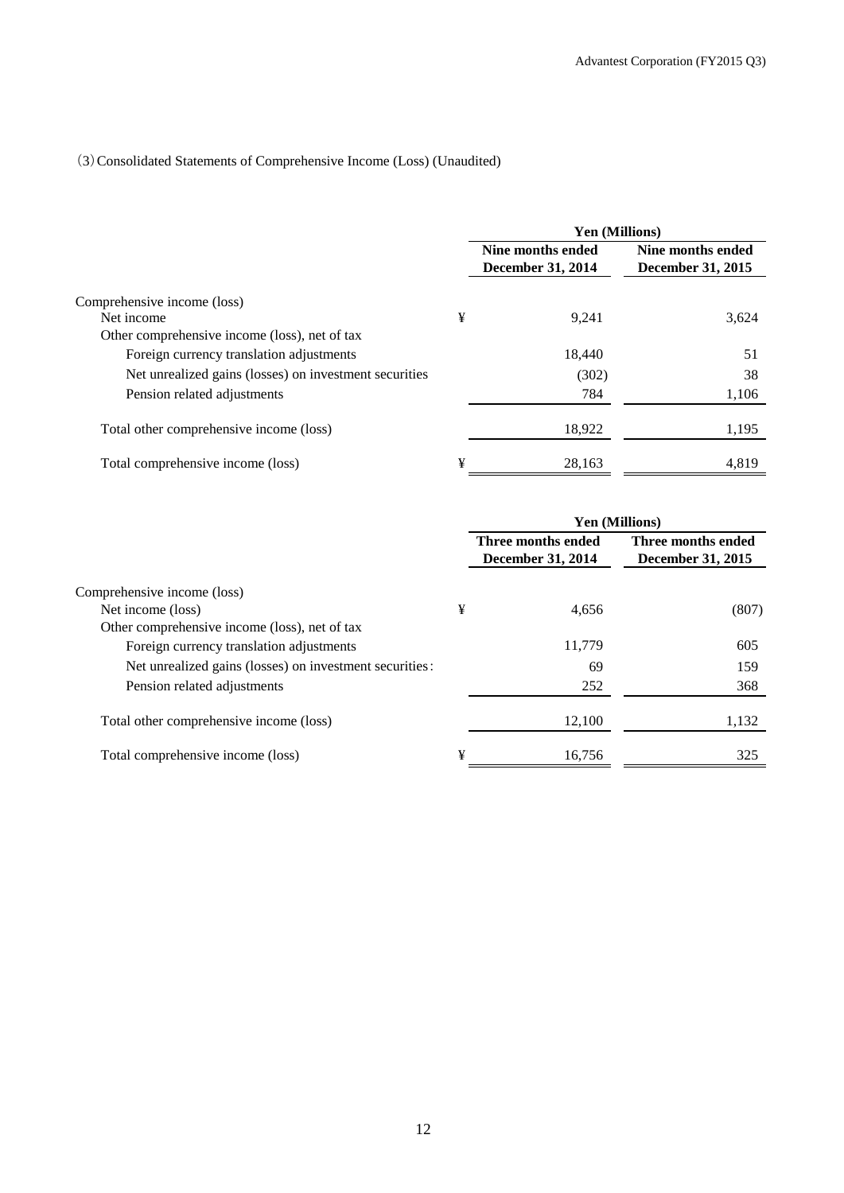(3) Consolidated Statements of Comprehensive Income (Loss) (Unaudited)

| | | Yen (Millions) | |
|---|---|---|---|
| | | Nine months ended December 31, 2014 | Nine months ended December 31, 2015 |
| Comprehensive income (loss) | | | |
| Net income | ¥ | 9,241 | 3,624 |
| Other comprehensive income (loss), net of tax | | | |
| Foreign currency translation adjustments | | 18,440 | 51 |
| Net unrealized gains (losses) on investment securities | | (302) | 38 |
| Pension related adjustments | | 784 | 1,106 |
| Total other comprehensive income (loss) | | 18,922 | 1,195 |
| Total comprehensive income (loss) | ¥ | 28,163 | 4,819 |

| | | Yen (Millions) | |
|---|---|---|---|
| | | Three months ended December 31, 2014 | Three months ended December 31, 2015 |
| Comprehensive income (loss) | | | |
| Net income (loss) | ¥ | 4,656 | (807) |
| Other comprehensive income (loss), net of tax | | | |
| Foreign currency translation adjustments | | 11,779 | 605 |
| Net unrealized gains (losses) on investment securities: | | 69 | 159 |
| Pension related adjustments | | 252 | 368 |
| Total other comprehensive income (loss) | | 12,100 | 1,132 |
| Total comprehensive income (loss) | ¥ | 16,756 | 325 |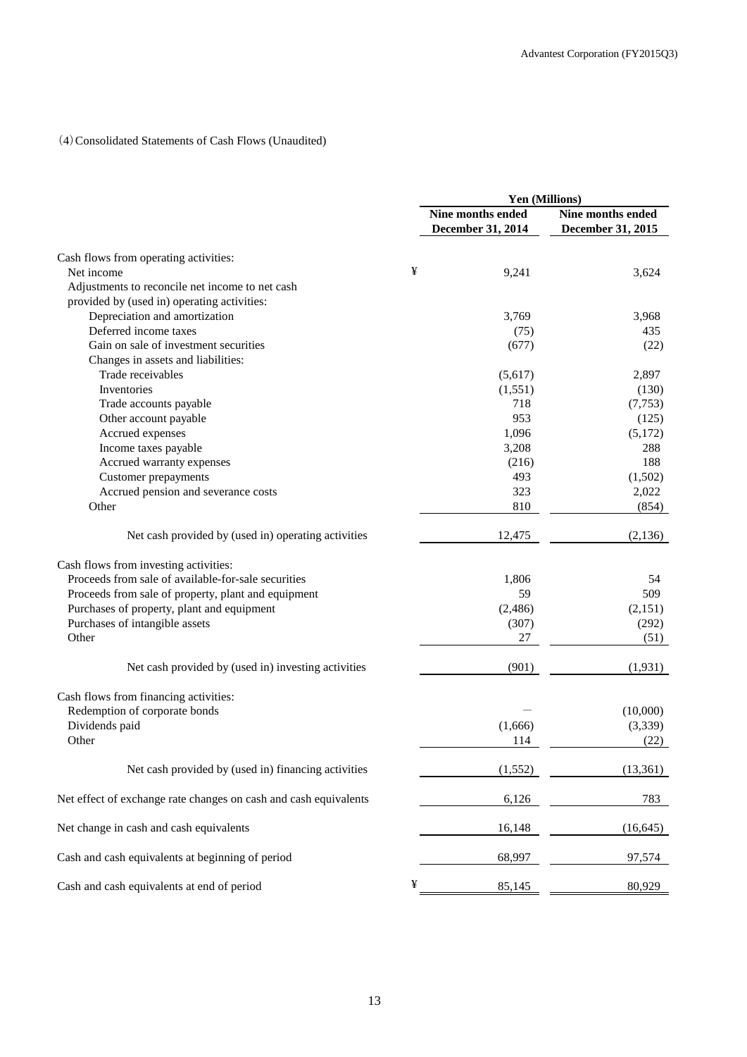(4) Consolidated Statements of Cash Flows (Unaudited)

| | Yen (Millions) | |
|---|---|---|
| | Nine months ended December 31, 2014 | Nine months ended December 31, 2015 |
| Cash flows from operating activities: | | |
| Net income | ¥ 9,241 | 3,624 |
| Adjustments to reconcile net income to net cash provided by (used in) operating activities: | | |
| Depreciation and amortization | 3,769 | 3,968 |
| Deferred income taxes | (75) | 435 |
| Gain on sale of investment securities | (677) | (22) |
| Changes in assets and liabilities: | | |
| Trade receivables | (5,617) | 2,897 |
| Inventories | (1,551) | (130) |
| Trade accounts payable | 718 | (7,753) |
| Other account payable | 953 | (125) |
| Accrued expenses | 1,096 | (5,172) |
| Income taxes payable | 3,208 | 288 |
| Accrued warranty expenses | (216) | 188 |
| Customer prepayments | 493 | (1,502) |
| Accrued pension and severance costs | 323 | 2,022 |
| Other | 810 | (854) |
| Net cash provided by (used in) operating activities | 12,475 | (2,136) |
| Cash flows from investing activities: | | |
| Proceeds from sale of available-for-sale securities | 1,806 | 54 |
| Proceeds from sale of property, plant and equipment | 59 | 509 |
| Purchases of property, plant and equipment | (2,486) | (2,151) |
| Purchases of intangible assets | (307) | (292) |
| Other | 27 | (51) |
| Net cash provided by (used in) investing activities | (901) | (1,931) |
| Cash flows from financing activities: | | |
| Redemption of corporate bonds | — | (10,000) |
| Dividends paid | (1,666) | (3,339) |
| Other | 114 | (22) |
| Net cash provided by (used in) financing activities | (1,552) | (13,361) |
| Net effect of exchange rate changes on cash and cash equivalents | 6,126 | 783 |
| Net change in cash and cash equivalents | 16,148 | (16,645) |
| Cash and cash equivalents at beginning of period | 68,997 | 97,574 |
| Cash and cash equivalents at end of period | ¥ 85,145 | 80,929 |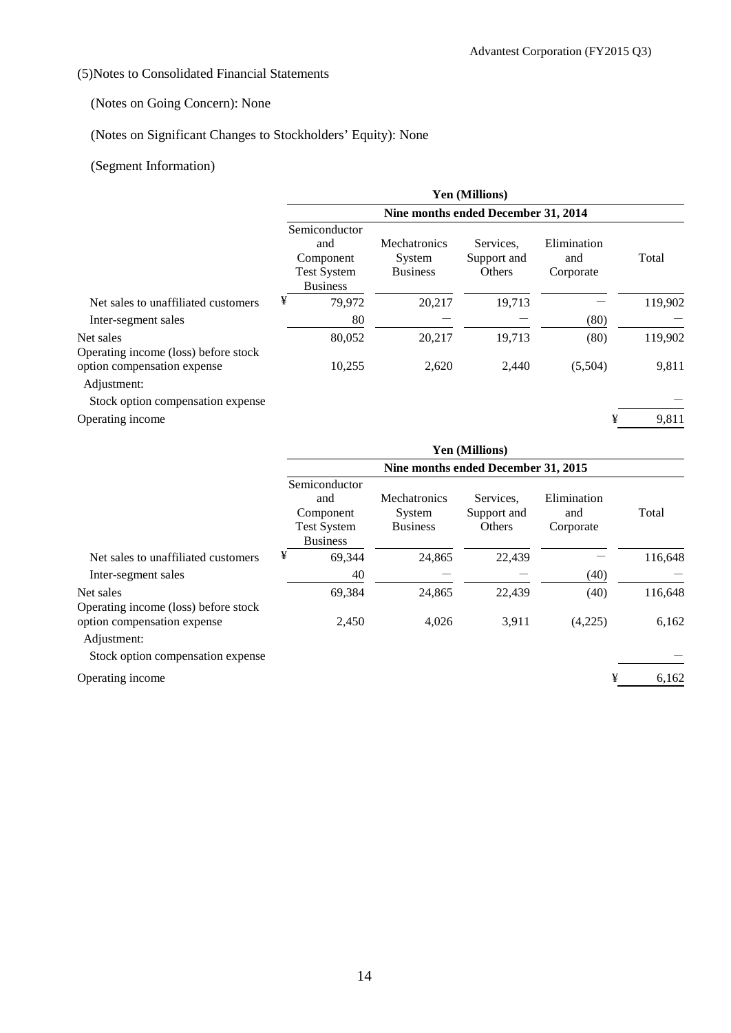(5)Notes to Consolidated Financial Statements

(Notes on Going Concern): None

(Notes on Significant Changes to Stockholders' Equity): None

(Segment Information)

| | Yen (Millions) | | | | |
|---|---|---|---|---|---|
| | Nine months ended December 31, 2014 | | | | |
| | Semiconductor and Component Test System Business | Mechatronics System Business | Services, Support and Others | Elimination and Corporate | Total |
| Net sales to unaffiliated customers | ¥ 79,972 | 20,217 | 19,713 | — | 119,902 |
| Inter-segment sales | 80 | — | — | (80) | — |
| Net sales | 80,052 | 20,217 | 19,713 | (80) | 119,902 |
| Operating income (loss) before stock option compensation expense | 10,255 | 2,620 | 2,440 | (5,504) | 9,811 |
| Adjustment: | | | | | |
| Stock option compensation expense | | | | | — |
| Operating income | | | | | ¥ 9,811 |

| | Yen (Millions) | | | | |
|---|---|---|---|---|---|
| | Nine months ended December 31, 2015 | | | | |
| | Semiconductor and Component Test System Business | Mechatronics System Business | Services, Support and Others | Elimination and Corporate | Total |
| Net sales to unaffiliated customers | ¥ 69,344 | 24,865 | 22,439 | — | 116,648 |
| Inter-segment sales | 40 | — | — | (40) | — |
| Net sales | 69,384 | 24,865 | 22,439 | (40) | 116,648 |
| Operating income (loss) before stock option compensation expense | 2,450 | 4,026 | 3,911 | (4,225) | 6,162 |
| Adjustment: | | | | | |
| Stock option compensation expense | | | | | — |
| Operating income | | | | | ¥ 6,162 |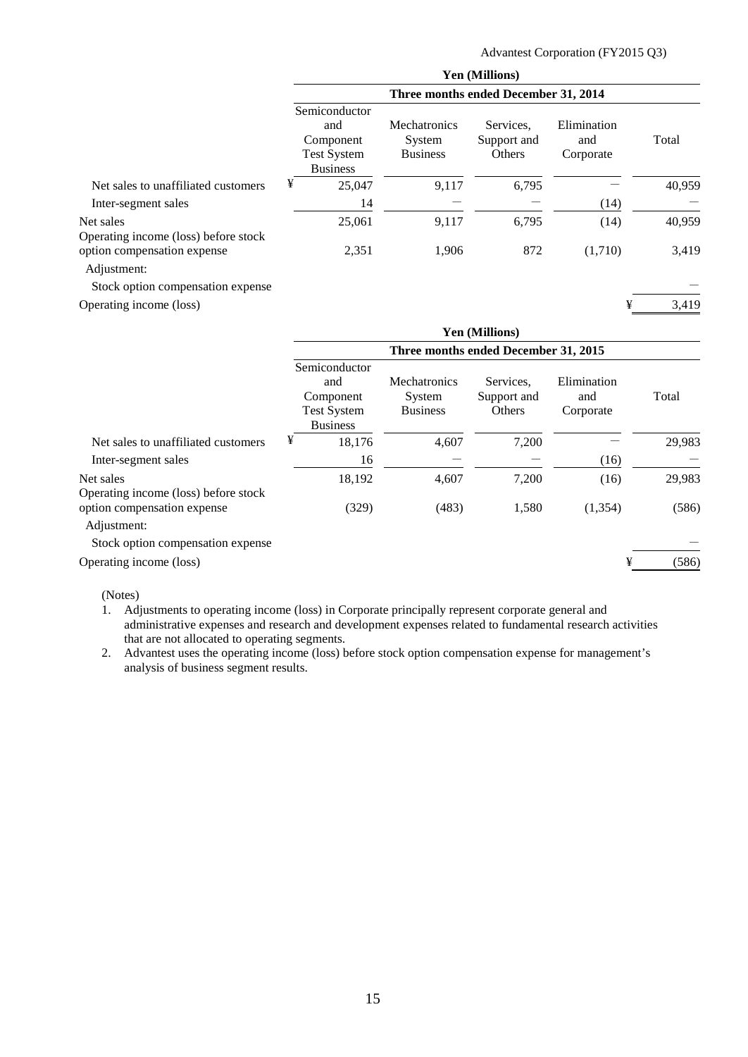| | Yen (Millions) | | | | |
|---|---|---|---|---|---|
| | Three months ended December 31, 2014 | | | | |
| | Semiconductor and Component Test System Business | Mechatronics System Business | Services, Support and Others | Elimination and Corporate | Total |
| Net sales to unaffiliated customers | ¥ 25,047 | 9,117 | 6,795 | — | 40,959 |
| Inter-segment sales | 14 | — | — | (14) | — |
| Net sales | 25,061 | 9,117 | 6,795 | (14) | 40,959 |
| Operating income (loss) before stock option compensation expense | 2,351 | 1,906 | 872 | (1,710) | 3,419 |
| Adjustment: | | | | | |
| Stock option compensation expense | | | | | — |
| Operating income (loss) | | | | | ¥ 3,419 |

| | Yen (Millions) | | | | |
|---|---|---|---|---|---|
| | Three months ended December 31, 2015 | | | | |
| | Semiconductor and Component Test System Business | Mechatronics System Business | Services, Support and Others | Elimination and Corporate | Total |
| Net sales to unaffiliated customers | ¥ 18,176 | 4,607 | 7,200 | — | 29,983 |
| Inter-segment sales | 16 | — | — | (16) | — |
| Net sales | 18,192 | 4,607 | 7,200 | (16) | 29,983 |
| Operating income (loss) before stock option compensation expense | (329) | (483) | 1,580 | (1,354) | (586) |
| Adjustment: | | | | | |
| Stock option compensation expense | | | | | — |
| Operating income (loss) | | | | | ¥ (586) |

(Notes)

1. Adjustments to operating income (loss) in Corporate principally represent corporate general and administrative expenses and research and development expenses related to fundamental research activities that are not allocated to operating segments.
2. Advantest uses the operating income (loss) before stock option compensation expense for management's analysis of business segment results.